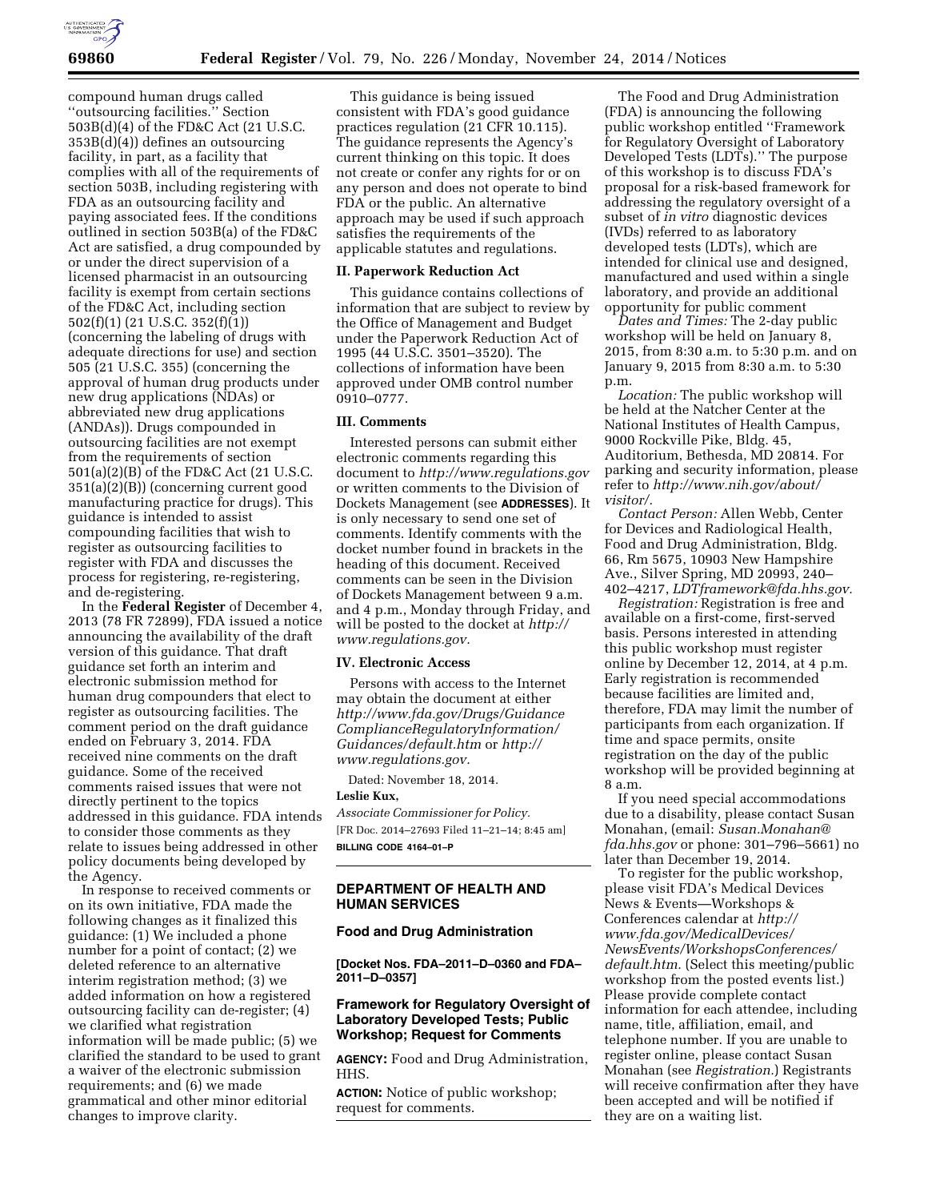compound human drugs called ''outsourcing facilities.'' Section 503B(d)(4) of the FD&C Act (21 U.S.C. 353B(d)(4)) defines an outsourcing facility, in part, as a facility that complies with all of the requirements of section 503B, including registering with FDA as an outsourcing facility and paying associated fees. If the conditions outlined in section 503B(a) of the FD&C Act are satisfied, a drug compounded by or under the direct supervision of a licensed pharmacist in an outsourcing facility is exempt from certain sections of the FD&C Act, including section 502(f)(1) (21 U.S.C. 352(f)(1)) (concerning the labeling of drugs with adequate directions for use) and section 505 (21 U.S.C. 355) (concerning the approval of human drug products under new drug applications (NDAs) or abbreviated new drug applications (ANDAs)). Drugs compounded in outsourcing facilities are not exempt from the requirements of section 501(a)(2)(B) of the FD&C Act (21 U.S.C. 351(a)(2)(B)) (concerning current good manufacturing practice for drugs). This guidance is intended to assist compounding facilities that wish to register as outsourcing facilities to register with FDA and discusses the process for registering, re-registering, and de-registering.

In the **Federal Register** of December 4, 2013 (78 FR 72899), FDA issued a notice announcing the availability of the draft version of this guidance. That draft guidance set forth an interim and electronic submission method for human drug compounders that elect to register as outsourcing facilities. The comment period on the draft guidance ended on February 3, 2014. FDA received nine comments on the draft guidance. Some of the received comments raised issues that were not directly pertinent to the topics addressed in this guidance. FDA intends to consider those comments as they relate to issues being addressed in other policy documents being developed by the Agency.

In response to received comments or on its own initiative, FDA made the following changes as it finalized this guidance: (1) We included a phone number for a point of contact; (2) we deleted reference to an alternative interim registration method; (3) we added information on how a registered outsourcing facility can de-register; (4) we clarified what registration information will be made public; (5) we clarified the standard to be used to grant a waiver of the electronic submission requirements; and (6) we made grammatical and other minor editorial changes to improve clarity.

This guidance is being issued consistent with FDA's good guidance practices regulation (21 CFR 10.115). The guidance represents the Agency's current thinking on this topic. It does not create or confer any rights for or on any person and does not operate to bind FDA or the public. An alternative approach may be used if such approach satisfies the requirements of the applicable statutes and regulations.

## II. Paperwork Reduction Act

This guidance contains collections of information that are subject to review by the Office of Management and Budget under the Paperwork Reduction Act of 1995 (44 U.S.C. 3501–3520). The collections of information have been approved under OMB control number 0910–0777.

## III. Comments

Interested persons can submit either electronic comments regarding this document to *http://www.regulations.gov* or written comments to the Division of Dockets Management (see **ADDRESSES**). It is only necessary to send one set of comments. Identify comments with the docket number found in brackets in the heading of this document. Received comments can be seen in the Division of Dockets Management between 9 a.m. and 4 p.m., Monday through Friday, and will be posted to the docket at *http://www.regulations.gov.*

## IV. Electronic Access

Persons with access to the Internet may obtain the document at either *http://www.fda.gov/Drugs/GuidanceComplianceRegulatoryInformation/Guidances/default.htm* or *http://www.regulations.gov.*

Dated: November 18, 2014.

**Leslie Kux,**

*Associate Commissioner for Policy.*

[FR Doc. 2014–27693 Filed 11–21–14; 8:45 am]

**BILLING CODE 4164–01–P**

# DEPARTMENT OF HEALTH AND HUMAN SERVICES

## Food and Drug Administration

**[Docket Nos. FDA–2011–D–0360 and FDA–2011–D–0357]**

## Framework for Regulatory Oversight of Laboratory Developed Tests; Public Workshop; Request for Comments

**AGENCY:** Food and Drug Administration, HHS.

**ACTION:** Notice of public workshop; request for comments.

The Food and Drug Administration (FDA) is announcing the following public workshop entitled ''Framework for Regulatory Oversight of Laboratory Developed Tests (LDTs).'' The purpose of this workshop is to discuss FDA's proposal for a risk-based framework for addressing the regulatory oversight of a subset of *in vitro* diagnostic devices (IVDs) referred to as laboratory developed tests (LDTs), which are intended for clinical use and designed, manufactured and used within a single laboratory, and provide an additional opportunity for public comment

*Dates and Times:* The 2-day public workshop will be held on January 8, 2015, from 8:30 a.m. to 5:30 p.m. and on January 9, 2015 from 8:30 a.m. to 5:30 p.m.

*Location:* The public workshop will be held at the Natcher Center at the National Institutes of Health Campus, 9000 Rockville Pike, Bldg. 45, Auditorium, Bethesda, MD 20814. For parking and security information, please refer to *http://www.nih.gov/about/visitor/.*

*Contact Person:* Allen Webb, Center for Devices and Radiological Health, Food and Drug Administration, Bldg. 66, Rm 5675, 10903 New Hampshire Ave., Silver Spring, MD 20993, 240–402–4217, *LDTframework@fda.hhs.gov.*

*Registration:* Registration is free and available on a first-come, first-served basis. Persons interested in attending this public workshop must register online by December 12, 2014, at 4 p.m. Early registration is recommended because facilities are limited and, therefore, FDA may limit the number of participants from each organization. If time and space permits, onsite registration on the day of the public workshop will be provided beginning at 8 a.m.

If you need special accommodations due to a disability, please contact Susan Monahan, (email: *Susan.Monahan@fda.hhs.gov* or phone: 301–796–5661) no later than December 19, 2014.

To register for the public workshop, please visit FDA's Medical Devices News & Events—Workshops & Conferences calendar at *http://www.fda.gov/MedicalDevices/NewsEvents/WorkshopsConferences/default.htm.* (Select this meeting/public workshop from the posted events list.) Please provide complete contact information for each attendee, including name, title, affiliation, email, and telephone number. If you are unable to register online, please contact Susan Monahan (see *Registration.*) Registrants will receive confirmation after they have been accepted and will be notified if they are on a waiting list.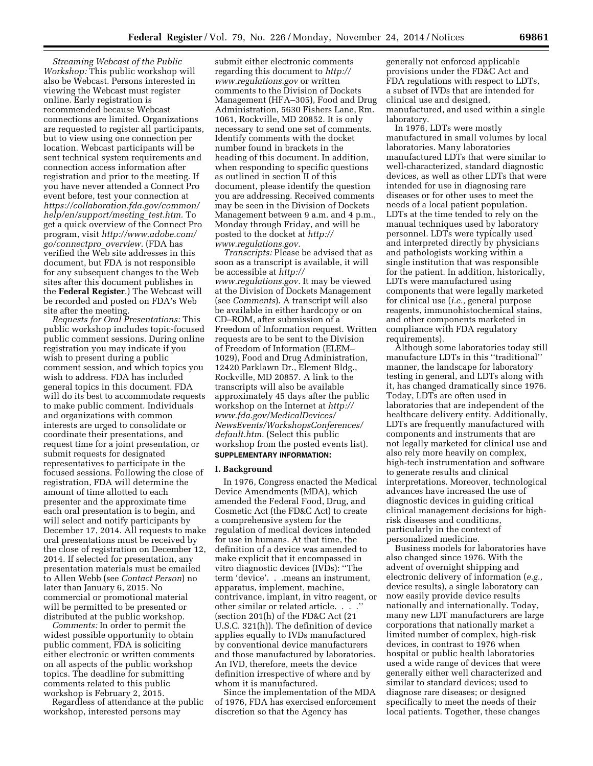*Streaming Webcast of the Public Workshop:* This public workshop will also be Webcast. Persons interested in viewing the Webcast must register online. Early registration is recommended because Webcast connections are limited. Organizations are requested to register all participants, but to view using one connection per location. Webcast participants will be sent technical system requirements and connection access information after registration and prior to the meeting. If you have never attended a Connect Pro event before, test your connection at *https://collaboration.fda.gov/common/help/en/support/meeting_test.htm.* To get a quick overview of the Connect Pro program, visit *http://www.adobe.com/go/connectpro_overview.* (FDA has verified the Web site addresses in this document, but FDA is not responsible for any subsequent changes to the Web sites after this document publishes in the **Federal Register**.) The Webcast will be recorded and posted on FDA's Web site after the meeting.

*Requests for Oral Presentations:* This public workshop includes topic-focused public comment sessions. During online registration you may indicate if you wish to present during a public comment session, and which topics you wish to address. FDA has included general topics in this document. FDA will do its best to accommodate requests to make public comment. Individuals and organizations with common interests are urged to consolidate or coordinate their presentations, and request time for a joint presentation, or submit requests for designated representatives to participate in the focused sessions. Following the close of registration, FDA will determine the amount of time allotted to each presenter and the approximate time each oral presentation is to begin, and will select and notify participants by December 17, 2014. All requests to make oral presentations must be received by the close of registration on December 12, 2014. If selected for presentation, any presentation materials must be emailed to Allen Webb (see *Contact Person*) no later than January 6, 2015. No commercial or promotional material will be permitted to be presented or distributed at the public workshop.

*Comments:* In order to permit the widest possible opportunity to obtain public comment, FDA is soliciting either electronic or written comments on all aspects of the public workshop topics. The deadline for submitting comments related to this public workshop is February 2, 2015.

Regardless of attendance at the public workshop, interested persons may submit either electronic comments regarding this document to *http://www.regulations.gov* or written comments to the Division of Dockets Management (HFA–305), Food and Drug Administration, 5630 Fishers Lane, Rm. 1061, Rockville, MD 20852. It is only necessary to send one set of comments. Identify comments with the docket number found in brackets in the heading of this document. In addition, when responding to specific questions as outlined in section II of this document, please identify the question you are addressing. Received comments may be seen in the Division of Dockets Management between 9 a.m. and 4 p.m., Monday through Friday, and will be posted to the docket at *http://www.regulations.gov.*

*Transcripts:* Please be advised that as soon as a transcript is available, it will be accessible at *http://www.regulations.gov.* It may be viewed at the Division of Dockets Management (see *Comments*). A transcript will also be available in either hardcopy or on CD–ROM, after submission of a Freedom of Information request. Written requests are to be sent to the Division of Freedom of Information (ELEM–1029), Food and Drug Administration, 12420 Parklawn Dr., Element Bldg., Rockville, MD 20857. A link to the transcripts will also be available approximately 45 days after the public workshop on the Internet at *http://www.fda.gov/MedicalDevices/NewsEvents/WorkshopsConferences/default.htm.* (Select this public workshop from the posted events list).

**SUPPLEMENTARY INFORMATION:**

## I. Background

In 1976, Congress enacted the Medical Device Amendments (MDA), which amended the Federal Food, Drug, and Cosmetic Act (the FD&C Act) to create a comprehensive system for the regulation of medical devices intended for use in humans. At that time, the definition of a device was amended to make explicit that it encompassed in vitro diagnostic devices (IVDs): ''The term 'device'. . .means an instrument, apparatus, implement, machine, contrivance, implant, in vitro reagent, or other similar or related article. . . .'' (section 201(h) of the FD&C Act (21 U.S.C. 321(h)). The definition of device applies equally to IVDs manufactured by conventional device manufacturers and those manufactured by laboratories. An IVD, therefore, meets the device definition irrespective of where and by whom it is manufactured.

Since the implementation of the MDA of 1976, FDA has exercised enforcement discretion so that the Agency has generally not enforced applicable provisions under the FD&C Act and FDA regulations with respect to LDTs, a subset of IVDs that are intended for clinical use and designed, manufactured, and used within a single laboratory.

In 1976, LDTs were mostly manufactured in small volumes by local laboratories. Many laboratories manufactured LDTs that were similar to well-characterized, standard diagnostic devices, as well as other LDTs that were intended for use in diagnosing rare diseases or for other uses to meet the needs of a local patient population. LDTs at the time tended to rely on the manual techniques used by laboratory personnel. LDTs were typically used and interpreted directly by physicians and pathologists working within a single institution that was responsible for the patient. In addition, historically, LDTs were manufactured using components that were legally marketed for clinical use (*i.e.,* general purpose reagents, immunohistochemical stains, and other components marketed in compliance with FDA regulatory requirements).

Although some laboratories today still manufacture LDTs in this ''traditional'' manner, the landscape for laboratory testing in general, and LDTs along with it, has changed dramatically since 1976. Today, LDTs are often used in laboratories that are independent of the healthcare delivery entity. Additionally, LDTs are frequently manufactured with components and instruments that are not legally marketed for clinical use and also rely more heavily on complex, high-tech instrumentation and software to generate results and clinical interpretations. Moreover, technological advances have increased the use of diagnostic devices in guiding critical clinical management decisions for high-risk diseases and conditions, particularly in the context of personalized medicine.

Business models for laboratories have also changed since 1976. With the advent of overnight shipping and electronic delivery of information (*e.g.,* device results), a single laboratory can now easily provide device results nationally and internationally. Today, many new LDT manufacturers are large corporations that nationally market a limited number of complex, high-risk devices, in contrast to 1976 when hospital or public health laboratories used a wide range of devices that were generally either well characterized and similar to standard devices; used to diagnose rare diseases; or designed specifically to meet the needs of their local patients. Together, these changes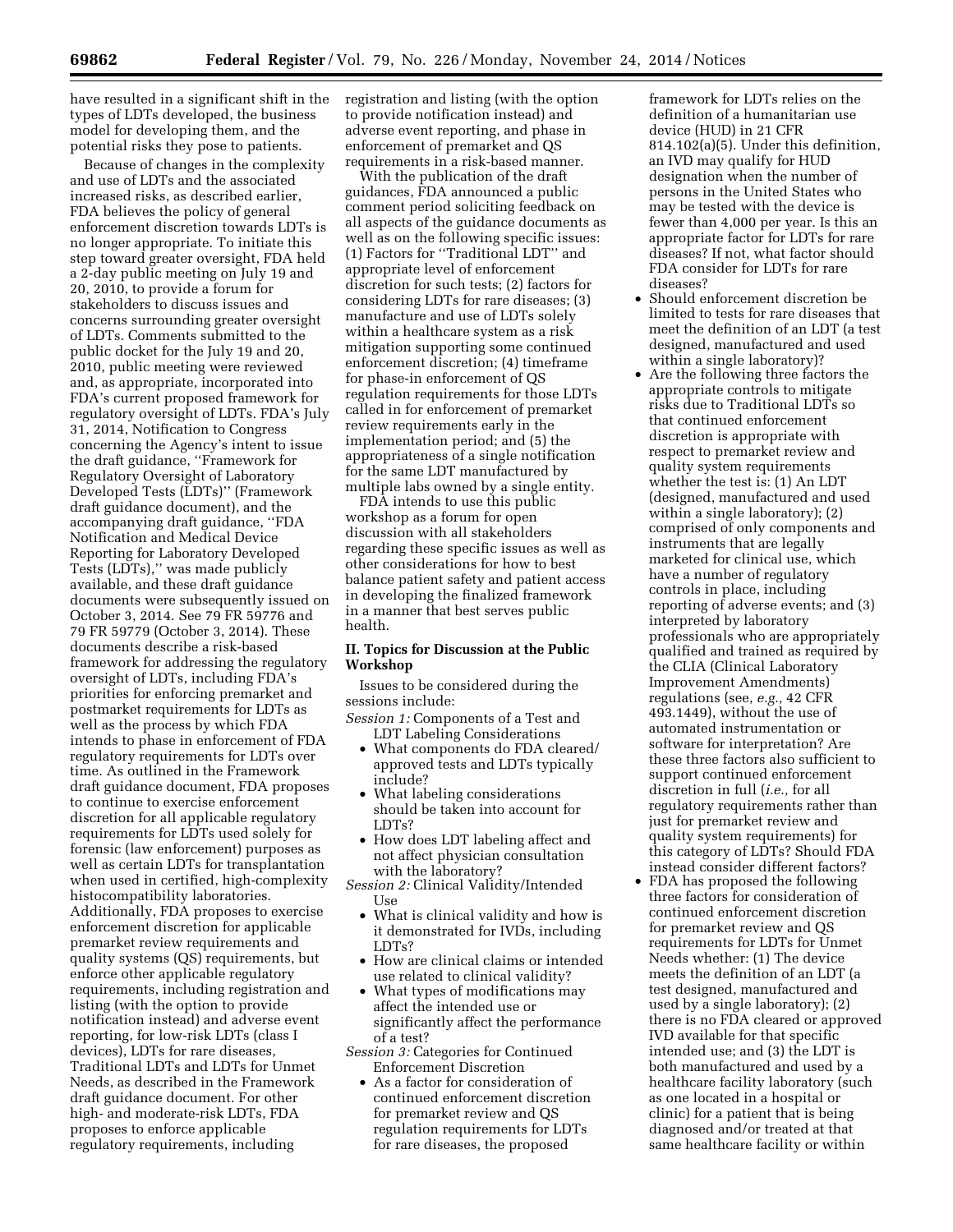have resulted in a significant shift in the types of LDTs developed, the business model for developing them, and the potential risks they pose to patients.

Because of changes in the complexity and use of LDTs and the associated increased risks, as described earlier, FDA believes the policy of general enforcement discretion towards LDTs is no longer appropriate. To initiate this step toward greater oversight, FDA held a 2-day public meeting on July 19 and 20, 2010, to provide a forum for stakeholders to discuss issues and concerns surrounding greater oversight of LDTs. Comments submitted to the public docket for the July 19 and 20, 2010, public meeting were reviewed and, as appropriate, incorporated into FDA's current proposed framework for regulatory oversight of LDTs. FDA's July 31, 2014, Notification to Congress concerning the Agency's intent to issue the draft guidance, ''Framework for Regulatory Oversight of Laboratory Developed Tests (LDTs)'' (Framework draft guidance document), and the accompanying draft guidance, ''FDA Notification and Medical Device Reporting for Laboratory Developed Tests (LDTs),'' was made publicly available, and these draft guidance documents were subsequently issued on October 3, 2014. See 79 FR 59776 and 79 FR 59779 (October 3, 2014). These documents describe a risk-based framework for addressing the regulatory oversight of LDTs, including FDA's priorities for enforcing premarket and postmarket requirements for LDTs as well as the process by which FDA intends to phase in enforcement of FDA regulatory requirements for LDTs over time. As outlined in the Framework draft guidance document, FDA proposes to continue to exercise enforcement discretion for all applicable regulatory requirements for LDTs used solely for forensic (law enforcement) purposes as well as certain LDTs for transplantation when used in certified, high-complexity histocompatibility laboratories. Additionally, FDA proposes to exercise enforcement discretion for applicable premarket review requirements and quality systems (QS) requirements, but enforce other applicable regulatory requirements, including registration and listing (with the option to provide notification instead) and adverse event reporting, for low-risk LDTs (class I devices), LDTs for rare diseases, Traditional LDTs and LDTs for Unmet Needs, as described in the Framework draft guidance document. For other high- and moderate-risk LDTs, FDA proposes to enforce applicable regulatory requirements, including registration and listing (with the option to provide notification instead) and adverse event reporting, and phase in enforcement of premarket and QS requirements in a risk-based manner.

With the publication of the draft guidances, FDA announced a public comment period soliciting feedback on all aspects of the guidance documents as well as on the following specific issues: (1) Factors for ''Traditional LDT'' and appropriate level of enforcement discretion for such tests; (2) factors for considering LDTs for rare diseases; (3) manufacture and use of LDTs solely within a healthcare system as a risk mitigation supporting some continued enforcement discretion; (4) timeframe for phase-in enforcement of QS regulation requirements for those LDTs called in for enforcement of premarket review requirements early in the implementation period; and (5) the appropriateness of a single notification for the same LDT manufactured by multiple labs owned by a single entity.

FDA intends to use this public workshop as a forum for open discussion with all stakeholders regarding these specific issues as well as other considerations for how to best balance patient safety and patient access in developing the finalized framework in a manner that best serves public health.

## II. Topics for Discussion at the Public Workshop

Issues to be considered during the sessions include:

*Session 1:* Components of a Test and LDT Labeling Considerations

- What components do FDA cleared/approved tests and LDTs typically include?
- What labeling considerations should be taken into account for LDTs?
- How does LDT labeling affect and not affect physician consultation with the laboratory?

*Session 2:* Clinical Validity/Intended Use

- What is clinical validity and how is it demonstrated for IVDs, including LDTs?
- How are clinical claims or intended use related to clinical validity?
- What types of modifications may affect the intended use or significantly affect the performance of a test?

*Session 3:* Categories for Continued Enforcement Discretion

- As a factor for consideration of continued enforcement discretion for premarket review and QS regulation requirements for LDTs for rare diseases, the proposed framework for LDTs relies on the definition of a humanitarian use device (HUD) in 21 CFR 814.102(a)(5). Under this definition, an IVD may qualify for HUD designation when the number of persons in the United States who may be tested with the device is fewer than 4,000 per year. Is this an appropriate factor for LDTs for rare diseases? If not, what factor should FDA consider for LDTs for rare diseases?
- Should enforcement discretion be limited to tests for rare diseases that meet the definition of an LDT (a test designed, manufactured and used within a single laboratory)?
- Are the following three factors the appropriate controls to mitigate risks due to Traditional LDTs so that continued enforcement discretion is appropriate with respect to premarket review and quality system requirements whether the test is: (1) An LDT (designed, manufactured and used within a single laboratory); (2) comprised of only components and instruments that are legally marketed for clinical use, which have a number of regulatory controls in place, including reporting of adverse events; and (3) interpreted by laboratory professionals who are appropriately qualified and trained as required by the CLIA (Clinical Laboratory Improvement Amendments) regulations (see, *e.g.,* 42 CFR 493.1449), without the use of automated instrumentation or software for interpretation? Are these three factors also sufficient to support continued enforcement discretion in full (*i.e.,* for all regulatory requirements rather than just for premarket review and quality system requirements) for this category of LDTs? Should FDA instead consider different factors?
- FDA has proposed the following three factors for consideration of continued enforcement discretion for premarket review and QS requirements for LDTs for Unmet Needs whether: (1) The device meets the definition of an LDT (a test designed, manufactured and used by a single laboratory); (2) there is no FDA cleared or approved IVD available for that specific intended use; and (3) the LDT is both manufactured and used by a healthcare facility laboratory (such as one located in a hospital or clinic) for a patient that is being diagnosed and/or treated at that same healthcare facility or within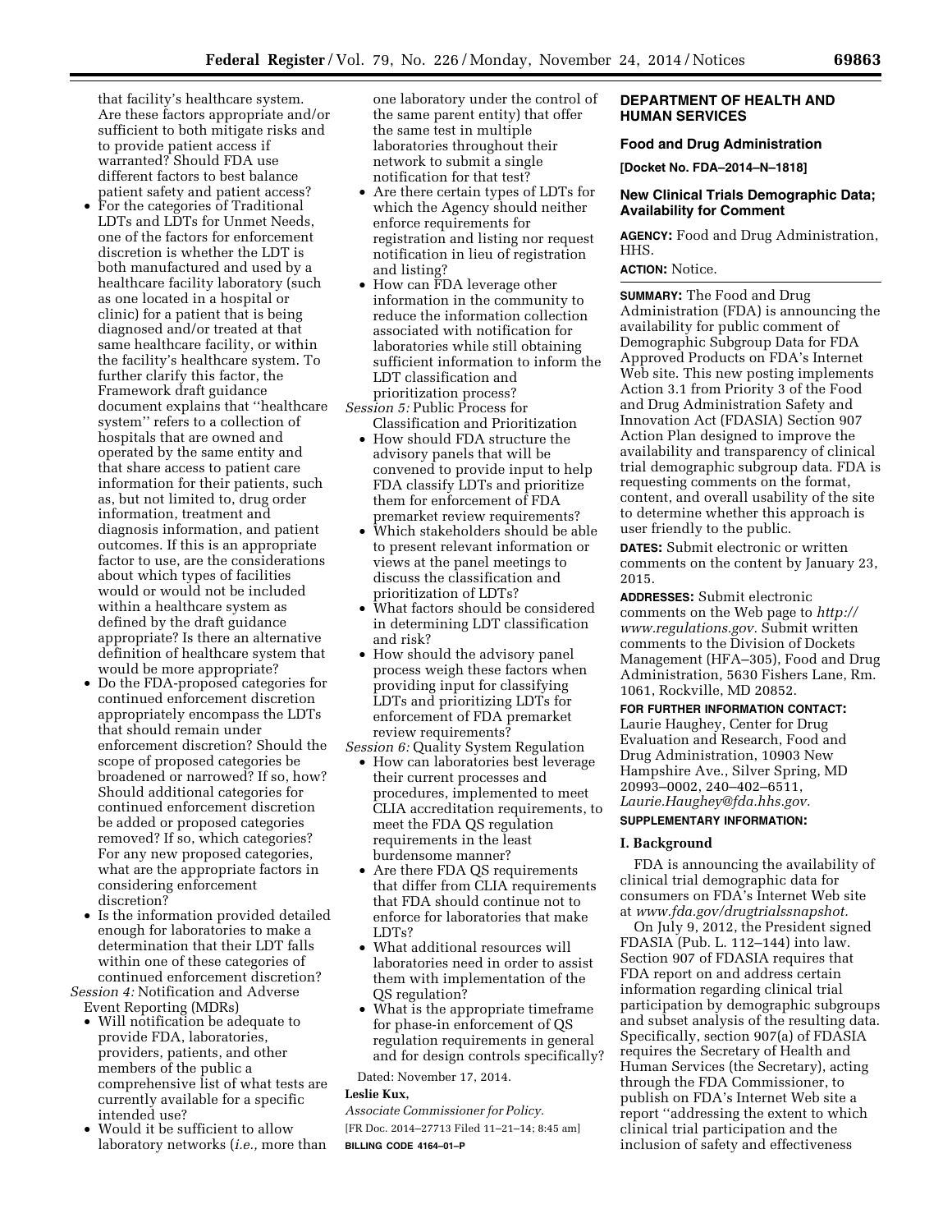that facility's healthcare system. Are these factors appropriate and/or sufficient to both mitigate risks and to provide patient access if warranted? Should FDA use different factors to best balance patient safety and patient access?

- For the categories of Traditional LDTs and LDTs for Unmet Needs, one of the factors for enforcement discretion is whether the LDT is both manufactured and used by a healthcare facility laboratory (such as one located in a hospital or clinic) for a patient that is being diagnosed and/or treated at that same healthcare facility, or within the facility's healthcare system. To further clarify this factor, the Framework draft guidance document explains that "healthcare system" refers to a collection of hospitals that are owned and operated by the same entity and that share access to patient care information for their patients, such as, but not limited to, drug order information, treatment and diagnosis information, and patient outcomes. If this is an appropriate factor to use, are the considerations about which types of facilities would or would not be included within a healthcare system as defined by the draft guidance appropriate? Is there an alternative definition of healthcare system that would be more appropriate?
- Do the FDA-proposed categories for continued enforcement discretion appropriately encompass the LDTs that should remain under enforcement discretion? Should the scope of proposed categories be broadened or narrowed? If so, how? Should additional categories for continued enforcement discretion be added or proposed categories removed? If so, which categories? For any new proposed categories, what are the appropriate factors in considering enforcement discretion?
- Is the information provided detailed enough for laboratories to make a determination that their LDT falls within one of these categories of continued enforcement discretion?

*Session 4:* Notification and Adverse Event Reporting (MDRs)

- Will notification be adequate to provide FDA, laboratories, providers, patients, and other members of the public a comprehensive list of what tests are currently available for a specific intended use?
- Would it be sufficient to allow laboratory networks (*i.e.,* more than one laboratory under the control of the same parent entity) that offer the same test in multiple laboratories throughout their network to submit a single notification for that test?
- Are there certain types of LDTs for which the Agency should neither enforce requirements for registration and listing nor request notification in lieu of registration and listing?
- How can FDA leverage other information in the community to reduce the information collection associated with notification for laboratories while still obtaining sufficient information to inform the LDT classification and prioritization process?

*Session 5:* Public Process for Classification and Prioritization

- How should FDA structure the advisory panels that will be convened to provide input to help FDA classify LDTs and prioritize them for enforcement of FDA premarket review requirements?
- Which stakeholders should be able to present relevant information or views at the panel meetings to discuss the classification and prioritization of LDTs?
- What factors should be considered in determining LDT classification and risk?
- How should the advisory panel process weigh these factors when providing input for classifying LDTs and prioritizing LDTs for enforcement of FDA premarket review requirements?

*Session 6:* Quality System Regulation

- How can laboratories best leverage their current processes and procedures, implemented to meet CLIA accreditation requirements, to meet the FDA QS regulation requirements in the least burdensome manner?
- Are there FDA QS requirements that differ from CLIA requirements that FDA should continue not to enforce for laboratories that make LDTs?
- What additional resources will laboratories need in order to assist them with implementation of the QS regulation?
- What is the appropriate timeframe for phase-in enforcement of QS regulation requirements in general and for design controls specifically?

Dated: November 17, 2014.

**Leslie Kux,**

*Associate Commissioner for Policy.*

[FR Doc. 2014–27713 Filed 11–21–14; 8:45 am]

**BILLING CODE 4164–01–P**

## DEPARTMENT OF HEALTH AND HUMAN SERVICES

### Food and Drug Administration

**[Docket No. FDA–2014–N–1818]**

### New Clinical Trials Demographic Data; Availability for Comment

**AGENCY:** Food and Drug Administration, HHS.

**ACTION:** Notice.

**SUMMARY:** The Food and Drug Administration (FDA) is announcing the availability for public comment of Demographic Subgroup Data for FDA Approved Products on FDA's Internet Web site. This new posting implements Action 3.1 from Priority 3 of the Food and Drug Administration Safety and Innovation Act (FDASIA) Section 907 Action Plan designed to improve the availability and transparency of clinical trial demographic subgroup data. FDA is requesting comments on the format, content, and overall usability of the site to determine whether this approach is user friendly to the public.

**DATES:** Submit electronic or written comments on the content by January 23, 2015.

**ADDRESSES:** Submit electronic comments on the Web page to *http://www.regulations.gov.* Submit written comments to the Division of Dockets Management (HFA–305), Food and Drug Administration, 5630 Fishers Lane, Rm. 1061, Rockville, MD 20852.

**FOR FURTHER INFORMATION CONTACT:** Laurie Haughey, Center for Drug Evaluation and Research, Food and Drug Administration, 10903 New Hampshire Ave., Silver Spring, MD 20993–0002, 240–402–6511, *Laurie.Haughey@fda.hhs.gov.*

**SUPPLEMENTARY INFORMATION:**

### I. Background

FDA is announcing the availability of clinical trial demographic data for consumers on FDA's Internet Web site at *www.fda.gov/drugtrialssnapshot.*

On July 9, 2012, the President signed FDASIA (Pub. L. 112–144) into law. Section 907 of FDASIA requires that FDA report on and address certain information regarding clinical trial participation by demographic subgroups and subset analysis of the resulting data. Specifically, section 907(a) of FDASIA requires the Secretary of Health and Human Services (the Secretary), acting through the FDA Commissioner, to publish on FDA's Internet Web site a report "addressing the extent to which clinical trial participation and the inclusion of safety and effectiveness